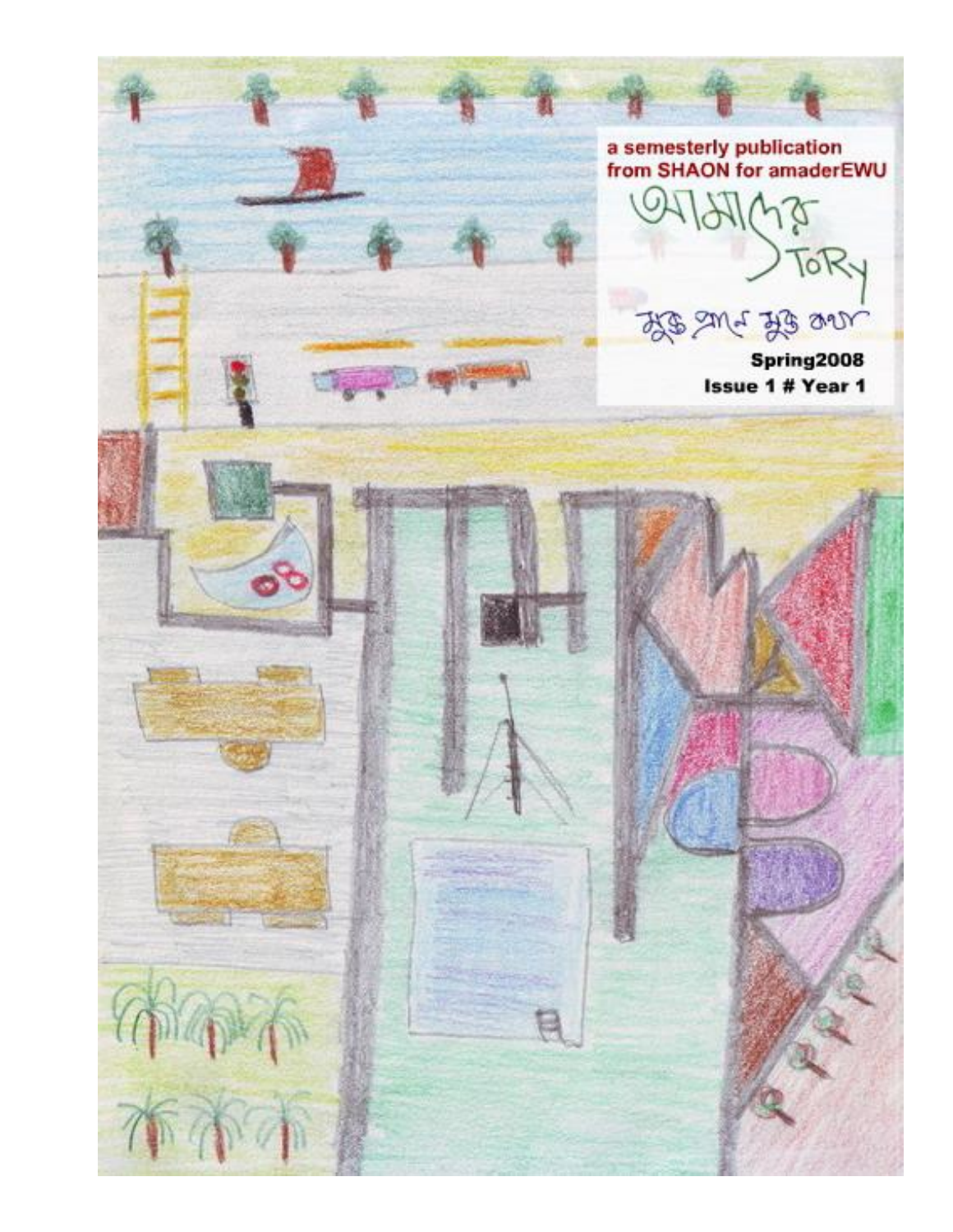a semesterly publication from SHAON for amaderEWU

# আমাদের STORY

মুক্ত প্রাণে মুক্ত কথা

**Spring2008**

**Issue 1 # Year 1**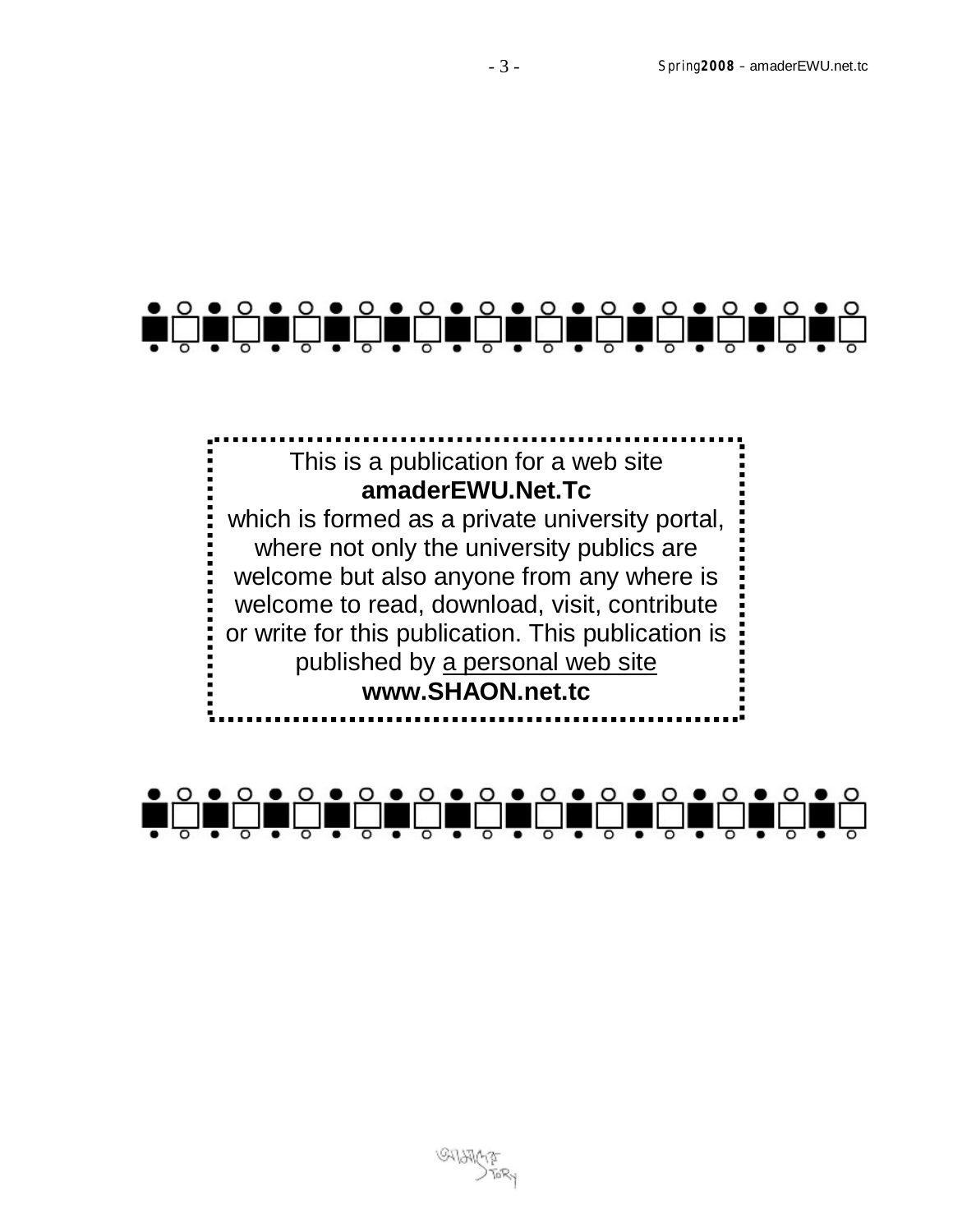This is a publication for a web site
**amaderEWU.Net.Tc**
which is formed as a private university portal, where not only the university publics are welcome but also anyone from any where is welcome to read, download, visit, contribute or write for this publication. This publication is published by a personal web site
**www.SHAON.net.tc**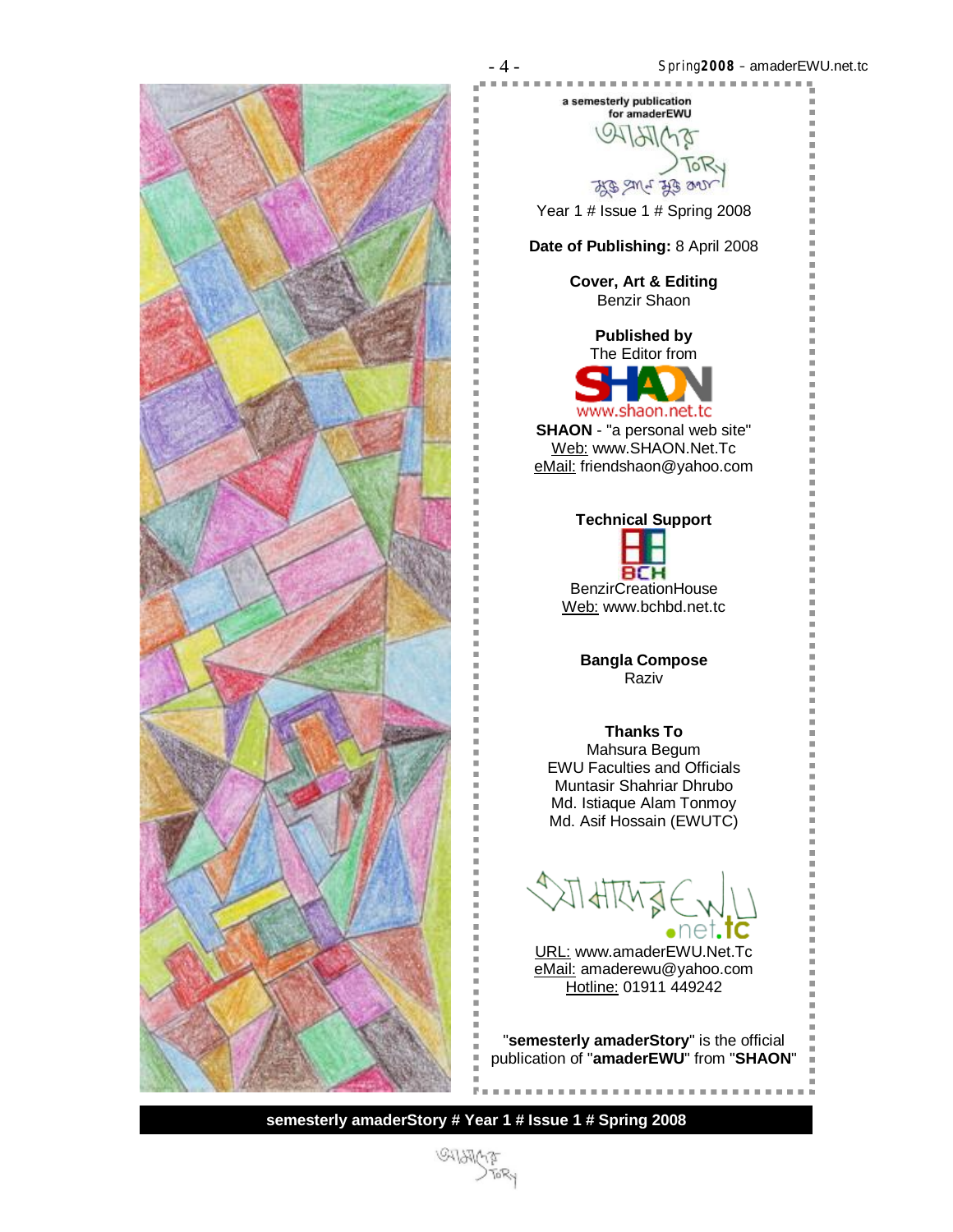a semesterly publication
for amaderEWU

Year 1 # Issue 1 # Spring 2008

**Date of Publishing:** 8 April 2008

**Cover, Art & Editing**
Benzir Shaon

**Published by**
The Editor from

www.shaon.net.tc

**SHAON** - "a personal web site"
Web: www.SHAON.Net.Tc
eMail: friendshaon@yahoo.com

**Technical Support**

BCH
BenzirCreationHouse
Web: www.bchbd.net.tc

**Bangla Compose**
Raziv

**Thanks To**
Mahsura Begum
EWU Faculties and Officials
Muntasir Shahriar Dhrubo
Md. Istiaque Alam Tonmoy
Md. Asif Hossain (EWUTC)

URL: www.amaderEWU.Net.Tc
eMail: amaderewu@yahoo.com
Hotline: 01911 449242

"**semesterly amaderStory**" is the official publication of "**amaderEWU**" from "**SHAON**"

**semesterly amaderStory # Year 1 # Issue 1 # Spring 2008**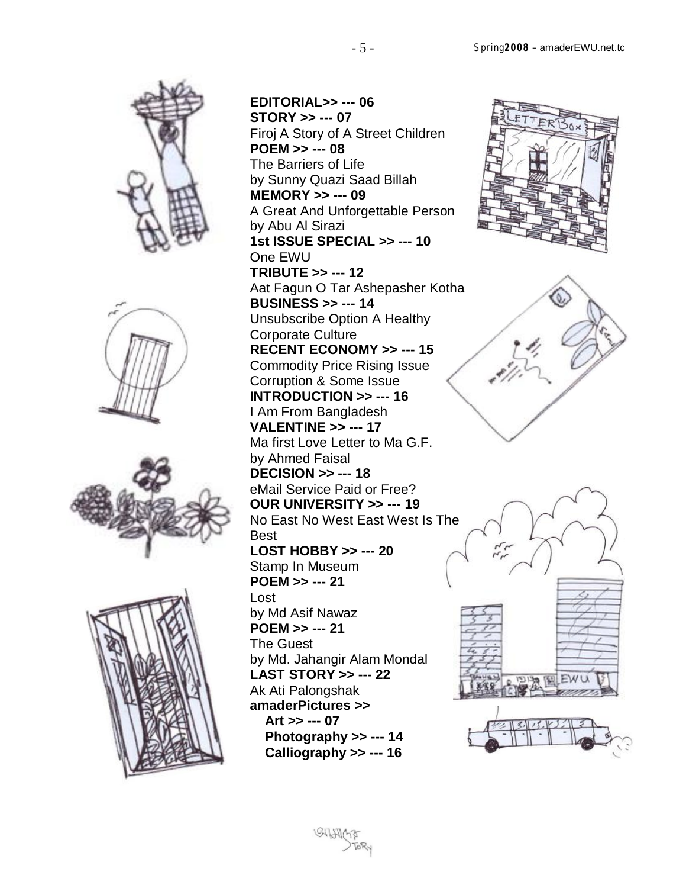**EDITORIAL>> --- 06**
**STORY >> --- 07**
Firoj A Story of A Street Children
**POEM >> --- 08**
The Barriers of Life
by Sunny Quazi Saad Billah
**MEMORY >> --- 09**
A Great And Unforgettable Person
by Abu Al Sirazi
**1st ISSUE SPECIAL >> --- 10**
One EWU
**TRIBUTE >> --- 12**
Aat Fagun O Tar Ashepasher Kotha
**BUSINESS >> --- 14**
Unsubscribe Option A Healthy Corporate Culture
**RECENT ECONOMY >> --- 15**
Commodity Price Rising Issue
Corruption & Some Issue
**INTRODUCTION >> --- 16**
I Am From Bangladesh
**VALENTINE >> --- 17**
Ma first Love Letter to Ma G.F.
by Ahmed Faisal
**DECISION >> --- 18**
eMail Service Paid or Free?
**OUR UNIVERSITY >> --- 19**
No East No West East West Is The Best
**LOST HOBBY >> --- 20**
Stamp In Museum
**POEM >> --- 21**
Lost
by Md Asif Nawaz
**POEM >> --- 21**
The Guest
by Md. Jahangir Alam Mondal
**LAST STORY >> --- 22**
Ak Ati Palongshak
**amaderPictures >>**
- **Art >> --- 07**
- **Photography >> --- 14**
- **Calliography >> --- 16**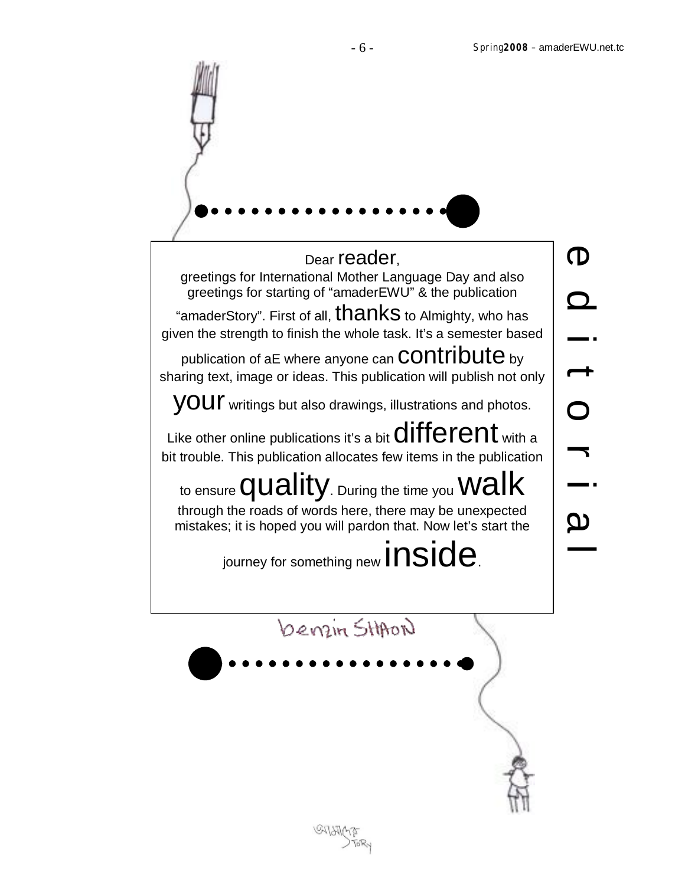# editorial

Dear reader,

greetings for International Mother Language Day and also greetings for starting of "amaderEWU" & the publication "amaderStory". First of all, thanks to Almighty, who has given the strength to finish the whole task. It's a semester based publication of aE where anyone can contribute by sharing text, image or ideas. This publication will publish not only your writings but also drawings, illustrations and photos. Like other online publications it's a bit different with a bit trouble. This publication allocates few items in the publication to ensure quality. During the time you walk through the roads of words here, there may be unexpected mistakes; it is hoped you will pardon that. Now let's start the journey for something new inside.

benzin SHAON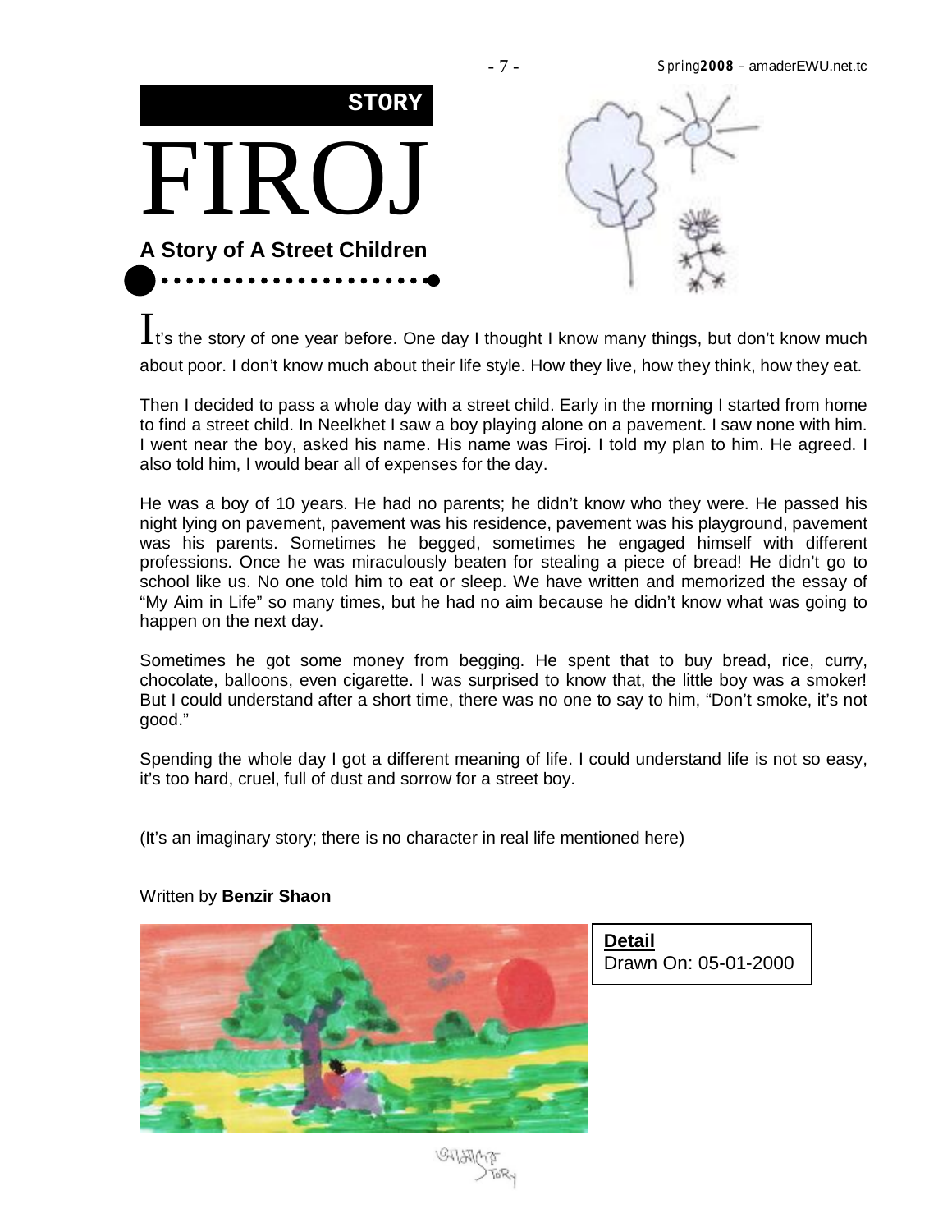**STORY**

# FIROJ

### A Story of A Street Children

It's the story of one year before. One day I thought I know many things, but don't know much about poor. I don't know much about their life style. How they live, how they think, how they eat.

Then I decided to pass a whole day with a street child. Early in the morning I started from home to find a street child. In Neelkhet I saw a boy playing alone on a pavement. I saw none with him. I went near the boy, asked his name. His name was Firoj. I told my plan to him. He agreed. I also told him, I would bear all of expenses for the day.

He was a boy of 10 years. He had no parents; he didn't know who they were. He passed his night lying on pavement, pavement was his residence, pavement was his playground, pavement was his parents. Sometimes he begged, sometimes he engaged himself with different professions. Once he was miraculously beaten for stealing a piece of bread! He didn't go to school like us. No one told him to eat or sleep. We have written and memorized the essay of "My Aim in Life" so many times, but he had no aim because he didn't know what was going to happen on the next day.

Sometimes he got some money from begging. He spent that to buy bread, rice, curry, chocolate, balloons, even cigarette. I was surprised to know that, the little boy was a smoker! But I could understand after a short time, there was no one to say to him, "Don't smoke, it's not good."

Spending the whole day I got a different meaning of life. I could understand life is not so easy, it's too hard, cruel, full of dust and sorrow for a street boy.

(It's an imaginary story; there is no character in real life mentioned here)

Written by **Benzir Shaon**

**Detail**
Drawn On: 05-01-2000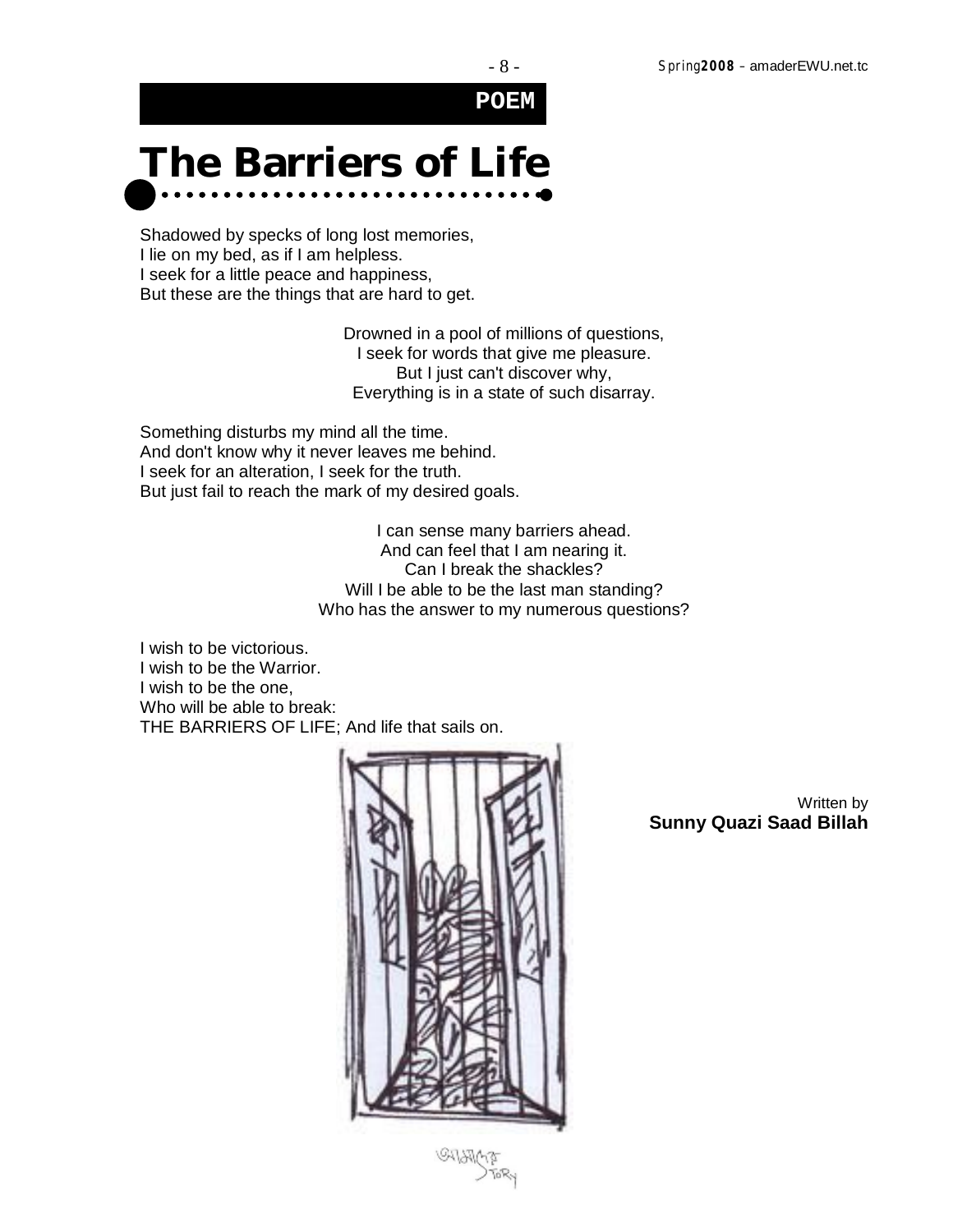POEM

# The Barriers of Life

Shadowed by specks of long lost memories,
I lie on my bed, as if I am helpless.
I seek for a little peace and happiness,
But these are the things that are hard to get.

Drowned in a pool of millions of questions,
I seek for words that give me pleasure.
But I just can't discover why,
Everything is in a state of such disarray.

Something disturbs my mind all the time.
And don't know why it never leaves me behind.
I seek for an alteration, I seek for the truth.
But just fail to reach the mark of my desired goals.

I can sense many barriers ahead.
And can feel that I am nearing it.
Can I break the shackles?
Will I be able to be the last man standing?
Who has the answer to my numerous questions?

I wish to be victorious.
I wish to be the Warrior.
I wish to be the one,
Who will be able to break:
THE BARRIERS OF LIFE; And life that sails on.

Written by
**Sunny Quazi Saad Billah**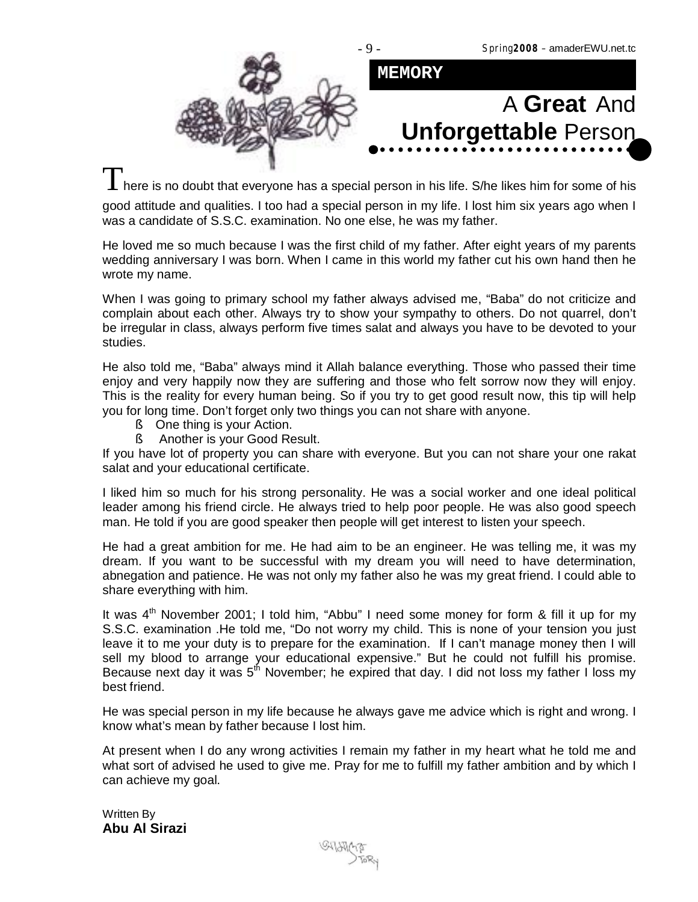**MEMORY**

# A **Great** And **Unforgettable** Person

There is no doubt that everyone has a special person in his life. S/he likes him for some of his good attitude and qualities. I too had a special person in my life. I lost him six years ago when I was a candidate of S.S.C. examination. No one else, he was my father.

He loved me so much because I was the first child of my father. After eight years of my parents wedding anniversary I was born. When I came in this world my father cut his own hand then he wrote my name.

When I was going to primary school my father always advised me, "Baba" do not criticize and complain about each other. Always try to show your sympathy to others. Do not quarrel, don't be irregular in class, always perform five times salat and always you have to be devoted to your studies.

He also told me, "Baba" always mind it Allah balance everything. Those who passed their time enjoy and very happily now they are suffering and those who felt sorrow now they will enjoy. This is the reality for every human being. So if you try to get good result now, this tip will help you for long time. Don't forget only two things you can not share with anyone.

- One thing is your Action.
- Another is your Good Result.

If you have lot of property you can share with everyone. But you can not share your one rakat salat and your educational certificate.

I liked him so much for his strong personality. He was a social worker and one ideal political leader among his friend circle. He always tried to help poor people. He was also good speech man. He told if you are good speaker then people will get interest to listen your speech.

He had a great ambition for me. He had aim to be an engineer. He was telling me, it was my dream. If you want to be successful with my dream you will need to have determination, abnegation and patience. He was not only my father also he was my great friend. I could able to share everything with him.

It was 4th November 2001; I told him, "Abbu" I need some money for form & fill it up for my S.S.C. examination .He told me, "Do not worry my child. This is none of your tension you just leave it to me your duty is to prepare for the examination. If I can't manage money then I will sell my blood to arrange your educational expensive." But he could not fulfill his promise. Because next day it was 5th November; he expired that day. I did not loss my father I loss my best friend.

He was special person in my life because he always gave me advice which is right and wrong. I know what's mean by father because I lost him.

At present when I do any wrong activities I remain my father in my heart what he told me and what sort of advised he used to give me. Pray for me to fulfill my father ambition and by which I can achieve my goal.

Written By
**Abu Al Sirazi**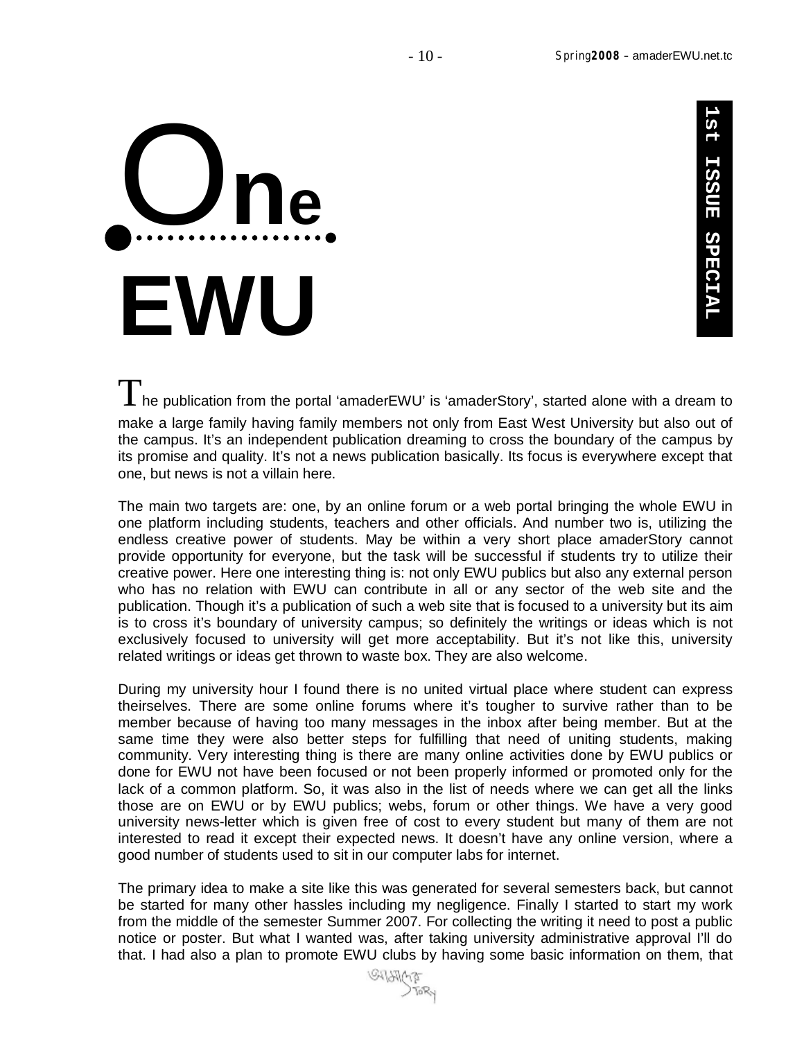# One EWU

**1st ISSUE SPECIAL**

The publication from the portal 'amaderEWU' is 'amaderStory', started alone with a dream to make a large family having family members not only from East West University but also out of the campus. It's an independent publication dreaming to cross the boundary of the campus by its promise and quality. It's not a news publication basically. Its focus is everywhere except that one, but news is not a villain here.

The main two targets are: one, by an online forum or a web portal bringing the whole EWU in one platform including students, teachers and other officials. And number two is, utilizing the endless creative power of students. May be within a very short place amaderStory cannot provide opportunity for everyone, but the task will be successful if students try to utilize their creative power. Here one interesting thing is: not only EWU publics but also any external person who has no relation with EWU can contribute in all or any sector of the web site and the publication. Though it's a publication of such a web site that is focused to a university but its aim is to cross it's boundary of university campus; so definitely the writings or ideas which is not exclusively focused to university will get more acceptability. But it's not like this, university related writings or ideas get thrown to waste box. They are also welcome.

During my university hour I found there is no united virtual place where student can express theirselves. There are some online forums where it's tougher to survive rather than to be member because of having too many messages in the inbox after being member. But at the same time they were also better steps for fulfilling that need of uniting students, making community. Very interesting thing is there are many online activities done by EWU publics or done for EWU not have been focused or not been properly informed or promoted only for the lack of a common platform. So, it was also in the list of needs where we can get all the links those are on EWU or by EWU publics; webs, forum or other things. We have a very good university news-letter which is given free of cost to every student but many of them are not interested to read it except their expected news. It doesn't have any online version, where a good number of students used to sit in our computer labs for internet.

The primary idea to make a site like this was generated for several semesters back, but cannot be started for many other hassles including my negligence. Finally I started to start my work from the middle of the semester Summer 2007. For collecting the writing it need to post a public notice or poster. But what I wanted was, after taking university administrative approval I'll do that. I had also a plan to promote EWU clubs by having some basic information on them, that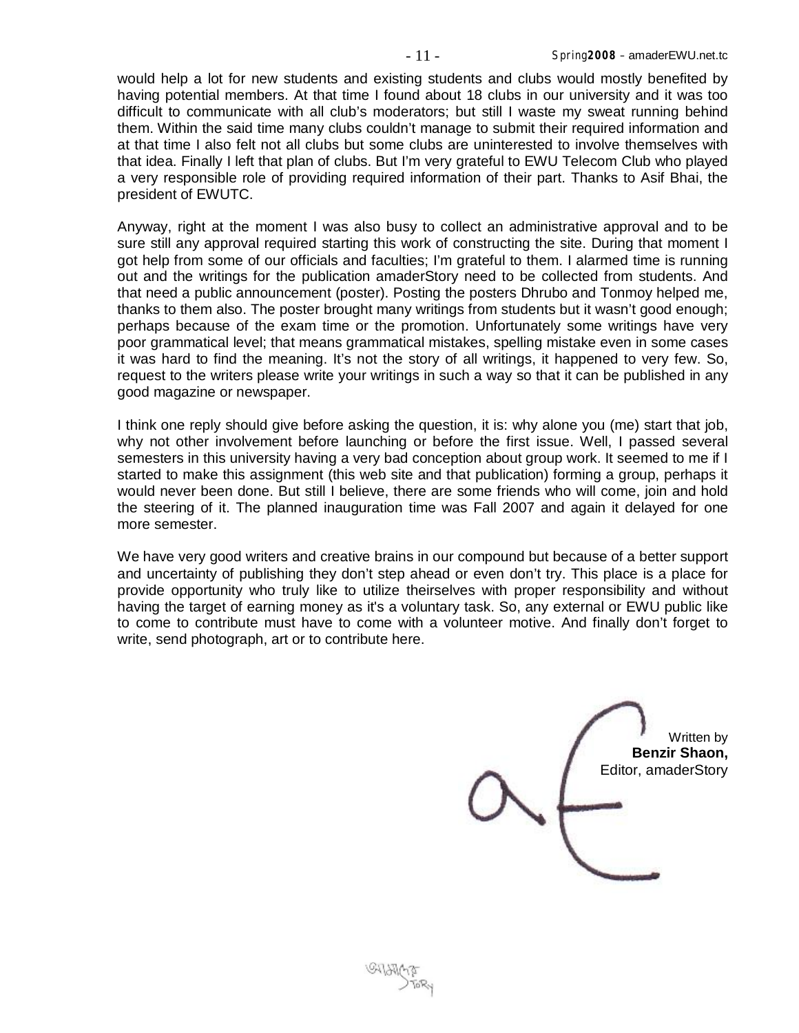would help a lot for new students and existing students and clubs would mostly benefited by having potential members. At that time I found about 18 clubs in our university and it was too difficult to communicate with all club's moderators; but still I waste my sweat running behind them. Within the said time many clubs couldn't manage to submit their required information and at that time I also felt not all clubs but some clubs are uninterested to involve themselves with that idea. Finally I left that plan of clubs. But I'm very grateful to EWU Telecom Club who played a very responsible role of providing required information of their part. Thanks to Asif Bhai, the president of EWUTC.

Anyway, right at the moment I was also busy to collect an administrative approval and to be sure still any approval required starting this work of constructing the site. During that moment I got help from some of our officials and faculties; I'm grateful to them. I alarmed time is running out and the writings for the publication amaderStory need to be collected from students. And that need a public announcement (poster). Posting the posters Dhrubo and Tonmoy helped me, thanks to them also. The poster brought many writings from students but it wasn't good enough; perhaps because of the exam time or the promotion. Unfortunately some writings have very poor grammatical level; that means grammatical mistakes, spelling mistake even in some cases it was hard to find the meaning. It's not the story of all writings, it happened to very few. So, request to the writers please write your writings in such a way so that it can be published in any good magazine or newspaper.

I think one reply should give before asking the question, it is: why alone you (me) start that job, why not other involvement before launching or before the first issue. Well, I passed several semesters in this university having a very bad conception about group work. It seemed to me if I started to make this assignment (this web site and that publication) forming a group, perhaps it would never been done. But still I believe, there are some friends who will come, join and hold the steering of it. The planned inauguration time was Fall 2007 and again it delayed for one more semester.

We have very good writers and creative brains in our compound but because of a better support and uncertainty of publishing they don't step ahead or even don't try. This place is a place for provide opportunity who truly like to utilize theirselves with proper responsibility and without having the target of earning money as it's a voluntary task. So, any external or EWU public like to come to contribute must have to come with a volunteer motive. And finally don't forget to write, send photograph, art or to contribute here.

Written by
**Benzir Shaon,**
Editor, amaderStory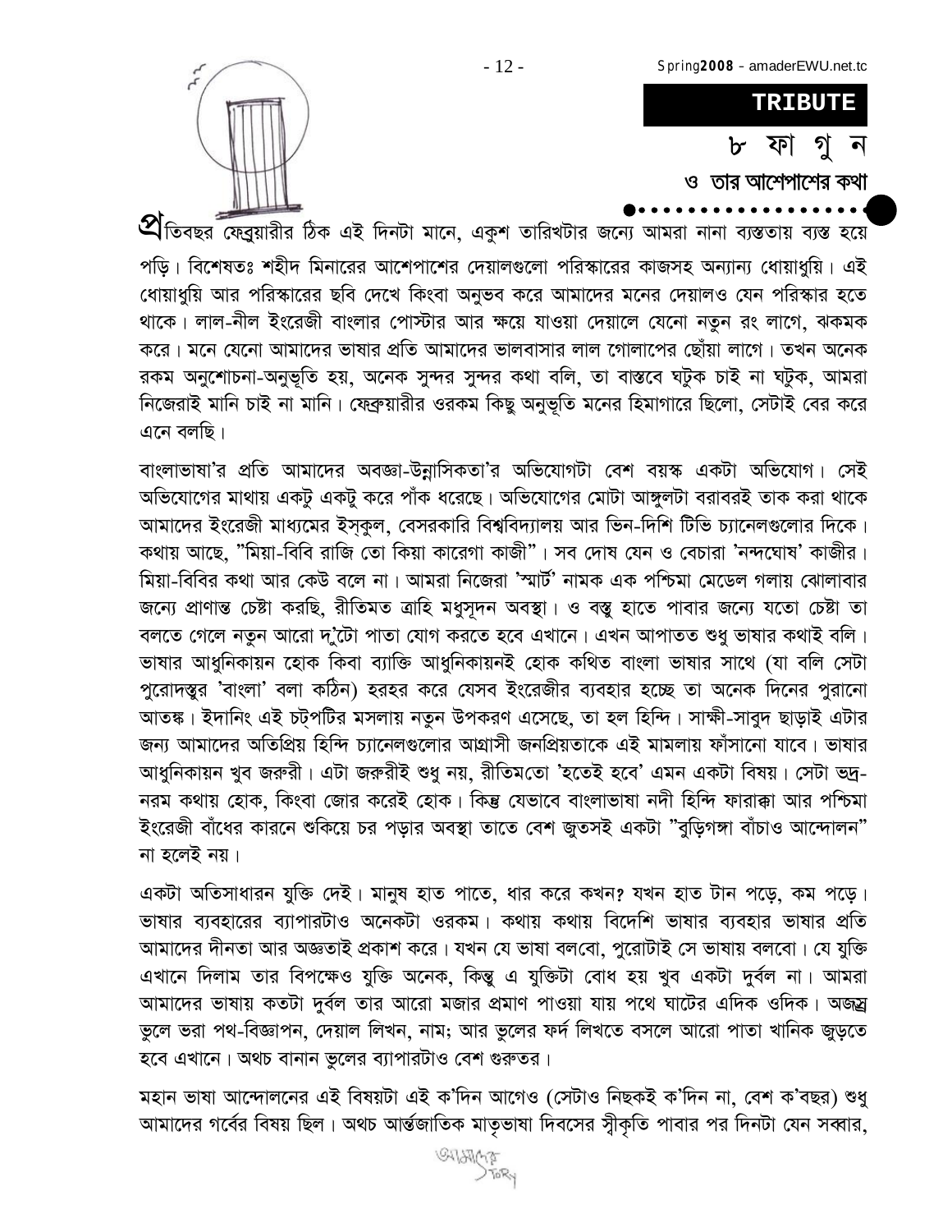**TRIBUTE**

# ৮ ফা গু ন

## ও তার আশেপাশের কথা

প্রতিবছর ফেব্রুয়ারীর ঠিক এই দিনটা মানে, একুশ তারিখটার জন্যে আমরা নানা ব্যস্ততায় ব্যস্ত হয়ে পড়ি। বিশেষতঃ শহীদ মিনারের আশেপাশের দেয়ালগুলো পরিস্কারের কাজসহ অন্যান্য ধোয়াধুয়ি। এই ধোয়াধুয়ি আর পরিস্কারের ছবি দেখে কিংবা অনুভব করে আমাদের মনের দেয়ালও যেন পরিস্কার হতে থাকে। লাল-নীল ইংরেজী বাংলার পোস্টার আর ক্ষয়ে যাওয়া দেয়ালে যেনো নতুন রং লাগে, ঝকমক করে। মনে যেনো আমাদের ভাষার প্রতি আমাদের ভালবাসার লাল গোলাপের ছোঁয়া লাগে। তখন অনেক রকম অনুশোচনা-অনুভূতি হয়, অনেক সুন্দর সুন্দর কথা বলি, তা বাস্তবে ঘটুক চাই না ঘটুক, আমরা নিজেরাই মানি চাই না মানি। ফেব্রুয়ারীর ওরকম কিছু অনুভূতি মনের হিমাগারে ছিলো, সেটাই বের করে এনে বলছি।

বাংলাভাষা'র প্রতি আমাদের অবজ্ঞা-উন্নাসিকতা'র অভিযোগটা বেশ বয়স্ক একটা অভিযোগ। সেই অভিযোগের মাথায় একটু একটু করে পাঁক ধরেছে। অভিযোগের মোটা আঙ্গুলটা বরাবরই তাক করা থাকে আমাদের ইংরেজী মাধ্যমের ইস্কুল, বেসরকারি বিশ্ববিদ্যালয় আর ভিন-দিশি টিভি চ্যানেলগুলোর দিকে। কথায় আছে, "মিয়া-বিবি রাজি তো কিয়া কারেগা কাজী"। সব দোষ যেন ও বেচারা 'নন্দঘোষ' কাজীর। মিয়া-বিবির কথা আর কেউ বলে না। আমরা নিজেরা 'স্মার্ট' নামক এক পশ্চিমা মেডেল গলায় ঝোলাবার জন্যে প্রাণান্ত চেষ্টা করছি, রীতিমত ত্রাহি মধুসূদন অবস্থা। ও বস্তু হাতে পাবার জন্যে যতো চেষ্টা তা বলতে গেলে নতুন আরো দু'টো পাতা যোগ করতে হবে এখানে। এখন আপাতত শুধু ভাষার কথাই বলি। ভাষার আধুনিকায়ন হোক কিবা ব্যক্তি আধুনিকায়নই হোক কথিত বাংলা ভাষার সাথে (যা বলি সেটা পুরোদস্তুর 'বাংলা' বলা কঠিন) হরহর করে যেসব ইংরেজীর ব্যবহার হচ্ছে তা অনেক দিনের পুরানো আতঙ্ক। ইদানিং এই চট্পটির মসলায় নতুন উপকরণ এসেছে, তা হল হিন্দি। সাক্ষী-সাবুদ ছাড়াই এটার জন্য আমাদের অতিপ্রিয় হিন্দি চ্যানেলগুলোর আগ্রাসী জনপ্রিয়তাকে এই মামলায় ফাঁসানো যাবে। ভাষার আধুনিকায়ন খুব জরুরী। এটা জরুরীই শুধু নয়, রীতিমতো 'হতেই হবে' এমন একটা বিষয়। সেটা ভদ্র-নরম কথায় হোক, কিংবা জোর করেই হোক। কিন্তু যেভাবে বাংলাভাষা নদী হিন্দি ফারাক্কা আর পশ্চিমা ইংরেজী বাঁধের কারনে শুকিয়ে চর পড়ার অবস্থা তাতে বেশ জুতসই একটা "বুড়িগঙ্গা বাঁচাও আন্দোলন" না হলেই নয়।

একটা অতিসাধারন যুক্তি দেই। মানুষ হাত পাতে, ধার করে কখন? যখন হাত টান পড়ে, কম পড়ে। ভাষার ব্যবহারের ব্যাপারটাও অনেকটা ওরকম। কথায় কথায় বিদেশি ভাষার ব্যবহার ভাষার প্রতি আমাদের দীনতা আর অজ্ঞতাই প্রকাশ করে। যখন যে ভাষা বলবো, পুরোটাই সে ভাষায় বলবো। যে যুক্তি এখানে দিলাম তার বিপক্ষেও যুক্তি অনেক, কিন্তু এ যুক্তিটা বোধ হয় খুব একটা দুর্বল না। আমরা আমাদের ভাষায় কতটা দুর্বল তার আরো মজার প্রমাণ পাওয়া যায় পথে ঘাটের এদিক ওদিক। অজস্র ভুলে ভরা পথ-বিজ্ঞাপন, দেয়াল লিখন, নাম; আর ভুলের ফর্দ লিখতে বসলে আরো পাতা খানিক জুড়তে হবে এখানে। অথচ বানান ভুলের ব্যাপারটাও বেশ গুরুতর।

মহান ভাষা আন্দোলনের এই বিষয়টা এই ক'দিন আগেও (সেটাও নিছকই ক'দিন না, বেশ ক'বছর) শুধু আমাদের গর্বের বিষয় ছিল। অথচ আর্ন্তজাতিক মাতৃভাষা দিবসের স্বীকৃতি পাবার পর দিনটা যেন সব্বার,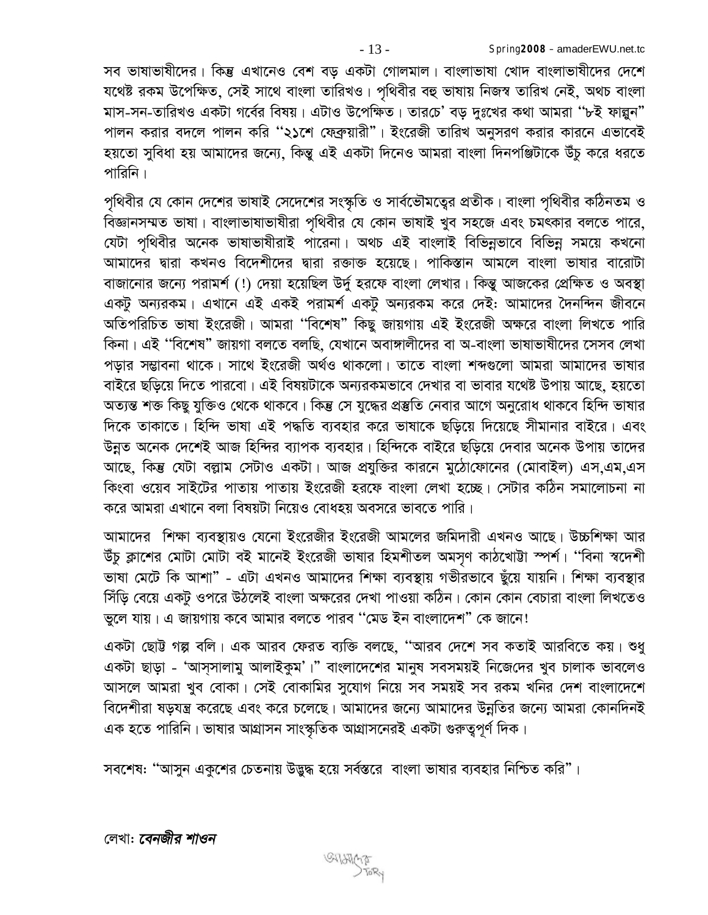সব ভাষাভাষীদের। কিন্তু এখানেও বেশ বড় একটা গোলমাল। বাংলাভাষা খোদ বাংলাভাষীদের দেশে যথেষ্ট রকম উপেক্ষিত, সেই সাথে বাংলা তারিখও। পৃথিবীর বহু ভাষায় নিজস্ব তারিখ নেই, অথচ বাংলা মাস-সন-তারিখও একটা গর্বের বিষয়। এটাও উপেক্ষিত। তারচে' বড় দুঃখের কথা আমরা "৮ই ফাল্গুন" পালন করার বদলে পালন করি "২১শে ফেব্রুয়ারী"। ইংরেজী তারিখ অনুসরণ করার কারনে এভাবেই হয়তো সুবিধা হয় আমাদের জন্যে, কিন্তু এই একটা দিনেও আমরা বাংলা দিনপঞ্জিটাকে উঁচু করে ধরতে পারিনি।

পৃথিবীর যে কোন দেশের ভাষাই সেদেশের সংস্কৃতি ও সার্বভৌমত্বের প্রতীক। বাংলা পৃথিবীর কঠিনতম ও বিজ্ঞানসম্মত ভাষা। বাংলাভাষাভাষীরা পৃথিবীর যে কোন ভাষাই খুব সহজে এবং চমৎকার বলতে পারে, যেটা পৃথিবীর অনেক ভাষাভাষীরাই পারেনা। অথচ এই বাংলাই বিভিন্নভাবে বিভিন্ন সময়ে কখনো আমাদের দ্বারা কখনও বিদেশীদের দ্বারা রক্তাক্ত হয়েছে। পাকিস্তান আমলে বাংলা ভাষার বারোটা বাজানোর জন্যে পরামর্শ (!) দেয়া হয়েছিল উর্দু হরফে বাংলা লেখার। কিন্তু আজকের প্রেক্ষিত ও অবস্থা একটু অন্যরকম। এখানে এই একই পরামর্শ একটু অন্যরকম করে দেই: আমাদের দৈনন্দিন জীবনে অতিপরিচিত ভাষা ইংরেজী। আমরা "বিশেষ" কিছু জায়গায় এই ইংরেজী অক্ষরে বাংলা লিখতে পারি কিনা। এই "বিশেষ" জায়গা বলতে বলছি, যেখানে অবাঙ্গালীদের বা অ-বাংলা ভাষাভাষীদের সেসব লেখা পড়ার সম্ভাবনা থাকে। সাথে ইংরেজী অর্থও থাকলো। তাতে বাংলা শব্দগুলো আমরা আমাদের ভাষার বাইরে ছড়িয়ে দিতে পারবো। এই বিষয়টাকে অন্যরকমভাবে দেখার বা ভাবার যথেষ্ট উপায় আছে, হয়তো অত্যন্ত শক্ত কিছু যুক্তিও থেকে থাকবে। কিন্তু সে যুদ্ধের প্রস্তুতি নেবার আগে অনুরোধ থাকবে হিন্দি ভাষার দিকে তাকাতে। হিন্দি ভাষা এই পদ্ধতি ব্যবহার করে ভাষাকে ছড়িয়ে দিয়েছে সীমানার বাইরে। এবং উন্নত অনেক দেশেই আজ হিন্দির ব্যাপক ব্যবহার। হিন্দিকে বাইরে ছড়িয়ে দেবার অনেক উপায় তাদের আছে, কিন্তু যেটা বল্লাম সেটাও একটা। আজ প্রযুক্তির কারনে মুঠোফোনের (মোবাইল) এস,এম,এস কিংবা ওয়েব সাইটের পাতায় পাতায় ইংরেজী হরফে বাংলা লেখা হচ্ছে। সেটার কঠিন সমালোচনা না করে আমরা এখানে বলা বিষয়টা নিয়েও বোধহয় অবসরে ভাবতে পারি।

আমাদের শিক্ষা ব্যবস্থায়ও যেনো ইংরেজীর ইংরেজী আমলের জমিদারী এখনও আছে। উচ্চশিক্ষা আর উঁচু ক্লাশের মোটা মোটা বই মানেই ইংরেজী ভাষার হিমশীতল অমসৃণ কাঠখোট্টা স্পর্শ। "বিনা স্বদেশী ভাষা মেটে কি আশা" - এটা এখনও আমাদের শিক্ষা ব্যবস্থায় গভীরভাবে ছুঁয়ে যায়নি। শিক্ষা ব্যবস্থার সিঁড়ি বেয়ে একটু ওপরে উঠলেই বাংলা অক্ষরের দেখা পাওয়া কঠিন। কোন কোন বেচারা বাংলা লিখতেও ভুলে যায়। এ জায়গায় কবে আমার বলতে পারব "মেড ইন বাংলাদেশ" কে জানে!

একটা ছোট্ট গল্প বলি। এক আরব ফেরত ব্যক্তি বলছে, "আরব দেশে সব কতাই আরবিতে কয়। শুধু একটা ছাড়া - 'আস্সালামু আলাইকুম'।" বাংলাদেশের মানুষ সবসময়ই নিজেদের খুব চালাক ভাবলেও আসলে আমরা খুব বোকা। সেই বোকামির সুযোগ নিয়ে সব সময়ই সব রকম খনির দেশ বাংলাদেশে বিদেশীরা ষড়যন্ত্র করেছে এবং করে চলেছে। আমাদের জন্যে আমাদের উন্নতির জন্যে আমরা কোনদিনই এক হতে পারিনি। ভাষার আগ্রাসন সাংস্কৃতিক আগ্রাসনেরই একটা গুরুত্বপূর্ণ দিক।

সবশেষ: "আসুন একুশের চেতনায় উদ্বুদ্ধ হয়ে সর্বস্তরে বাংলা ভাষার ব্যবহার নিশ্চিত করি"।

লেখা: ***বেনজীর শাওন***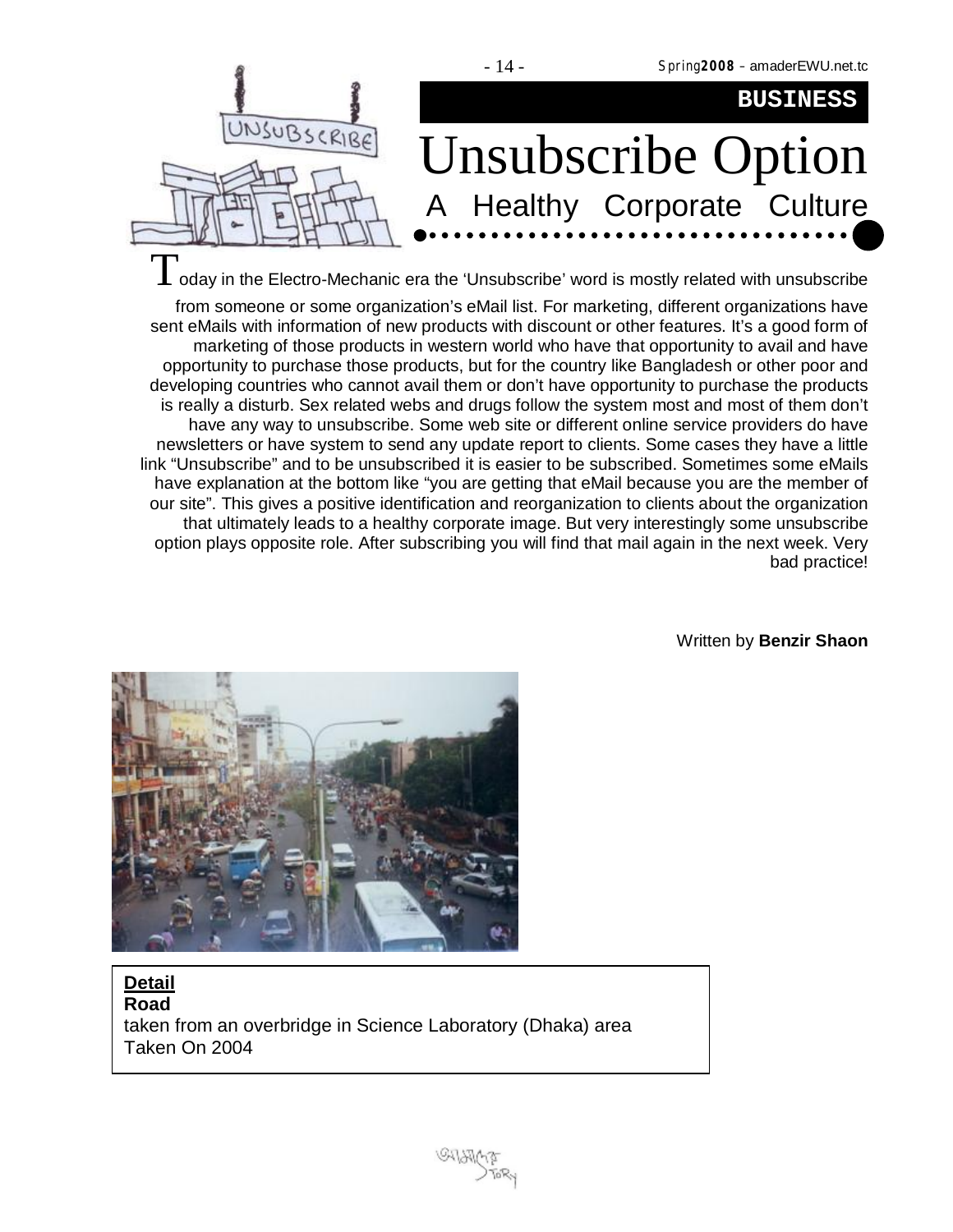BUSINESS

# Unsubscribe Option

## A Healthy Corporate Culture

Today in the Electro-Mechanic era the 'Unsubscribe' word is mostly related with unsubscribe from someone or some organization's eMail list. For marketing, different organizations have sent eMails with information of new products with discount or other features. It's a good form of marketing of those products in western world who have that opportunity to avail and have opportunity to purchase those products, but for the country like Bangladesh or other poor and developing countries who cannot avail them or don't have opportunity to purchase the products is really a disturb. Sex related webs and drugs follow the system most and most of them don't have any way to unsubscribe. Some web site or different online service providers do have newsletters or have system to send any update report to clients. Some cases they have a little link "Unsubscribe" and to be unsubscribed it is easier to be subscribed. Sometimes some eMails have explanation at the bottom like "you are getting that eMail because you are the member of our site". This gives a positive identification and reorganization to clients about the organization that ultimately leads to a healthy corporate image. But very interestingly some unsubscribe option plays opposite role. After subscribing you will find that mail again in the next week. Very bad practice!

Written by **Benzir Shaon**

**Detail**
**Road**
taken from an overbridge in Science Laboratory (Dhaka) area
Taken On 2004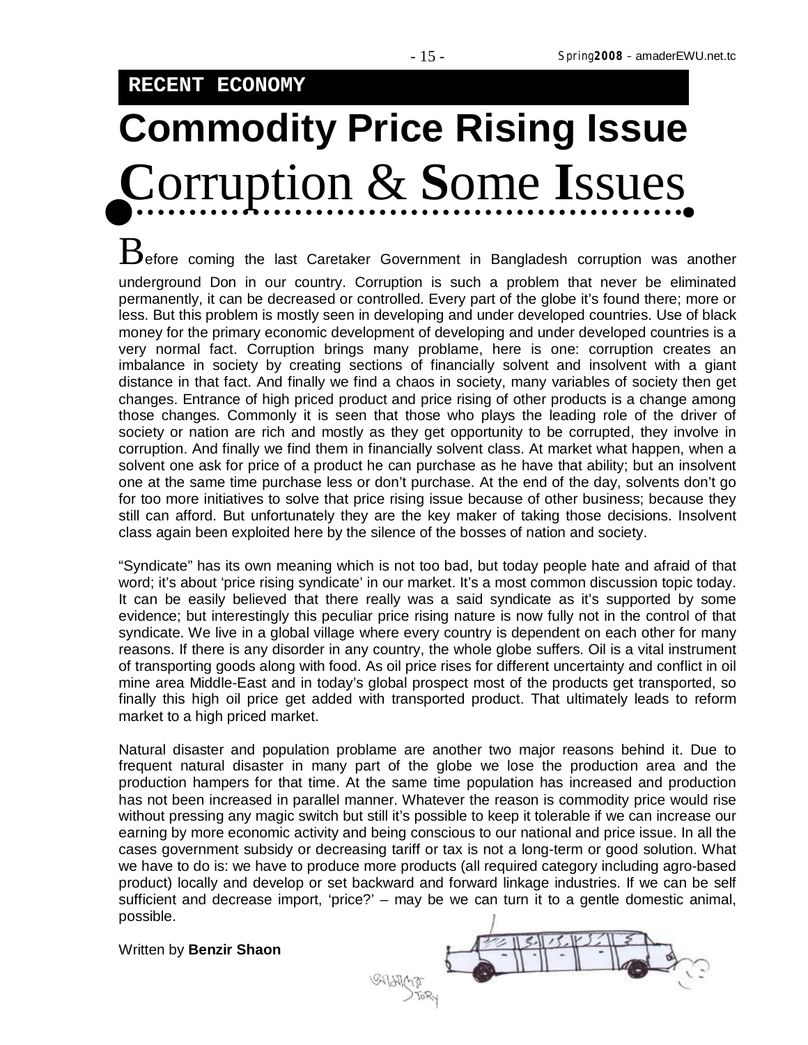**RECENT ECONOMY**

# Commodity Price Rising Issue

## Corruption & Some Issues

Before coming the last Caretaker Government in Bangladesh corruption was another underground Don in our country. Corruption is such a problem that never be eliminated permanently, it can be decreased or controlled. Every part of the globe it's found there; more or less. But this problem is mostly seen in developing and under developed countries. Use of black money for the primary economic development of developing and under developed countries is a very normal fact. Corruption brings many problame, here is one: corruption creates an imbalance in society by creating sections of financially solvent and insolvent with a giant distance in that fact. And finally we find a chaos in society, many variables of society then get changes. Entrance of high priced product and price rising of other products is a change among those changes. Commonly it is seen that those who plays the leading role of the driver of society or nation are rich and mostly as they get opportunity to be corrupted, they involve in corruption. And finally we find them in financially solvent class. At market what happen, when a solvent one ask for price of a product he can purchase as he have that ability; but an insolvent one at the same time purchase less or don't purchase. At the end of the day, solvents don't go for too more initiatives to solve that price rising issue because of other business; because they still can afford. But unfortunately they are the key maker of taking those decisions. Insolvent class again been exploited here by the silence of the bosses of nation and society.

"Syndicate" has its own meaning which is not too bad, but today people hate and afraid of that word; it's about 'price rising syndicate' in our market. It's a most common discussion topic today. It can be easily believed that there really was a said syndicate as it's supported by some evidence; but interestingly this peculiar price rising nature is now fully not in the control of that syndicate. We live in a global village where every country is dependent on each other for many reasons. If there is any disorder in any country, the whole globe suffers. Oil is a vital instrument of transporting goods along with food. As oil price rises for different uncertainty and conflict in oil mine area Middle-East and in today's global prospect most of the products get transported, so finally this high oil price get added with transported product. That ultimately leads to reform market to a high priced market.

Natural disaster and population problame are another two major reasons behind it. Due to frequent natural disaster in many part of the globe we lose the production area and the production hampers for that time. At the same time population has increased and production has not been increased in parallel manner. Whatever the reason is commodity price would rise without pressing any magic switch but still it's possible to keep it tolerable if we can increase our earning by more economic activity and being conscious to our national and price issue. In all the cases government subsidy or decreasing tariff or tax is not a long-term or good solution. What we have to do is: we have to produce more products (all required category including agro-based product) locally and develop or set backward and forward linkage industries. If we can be self sufficient and decrease import, 'price?' – may be we can turn it to a gentle domestic animal, possible.

Written by **Benzir Shaon**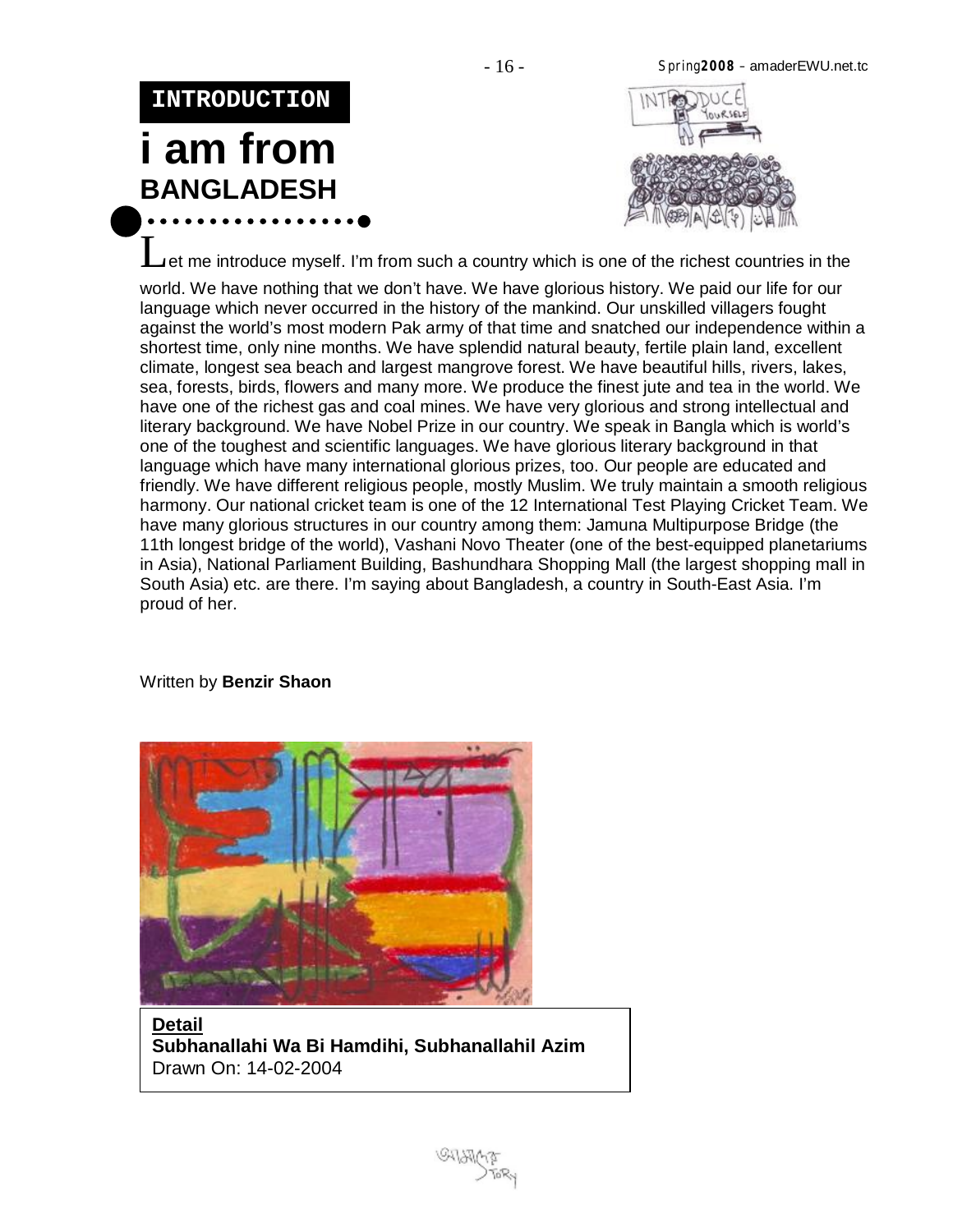**INTRODUCTION**

# i am from
## BANGLADESH

Let me introduce myself. I'm from such a country which is one of the richest countries in the world. We have nothing that we don't have. We have glorious history. We paid our life for our language which never occurred in the history of the mankind. Our unskilled villagers fought against the world's most modern Pak army of that time and snatched our independence within a shortest time, only nine months. We have splendid natural beauty, fertile plain land, excellent climate, longest sea beach and largest mangrove forest. We have beautiful hills, rivers, lakes, sea, forests, birds, flowers and many more. We produce the finest jute and tea in the world. We have one of the richest gas and coal mines. We have very glorious and strong intellectual and literary background. We have Nobel Prize in our country. We speak in Bangla which is world's one of the toughest and scientific languages. We have glorious literary background in that language which have many international glorious prizes, too. Our people are educated and friendly. We have different religious people, mostly Muslim. We truly maintain a smooth religious harmony. Our national cricket team is one of the 12 International Test Playing Cricket Team. We have many glorious structures in our country among them: Jamuna Multipurpose Bridge (the 11th longest bridge of the world), Vashani Novo Theater (one of the best-equipped planetariums in Asia), National Parliament Building, Bashundhara Shopping Mall (the largest shopping mall in South Asia) etc. are there. I'm saying about Bangladesh, a country in South-East Asia. I'm proud of her.

Written by **Benzir Shaon**

**Detail**
**Subhanallahi Wa Bi Hamdihi, Subhanallahil Azim**
Drawn On: 14-02-2004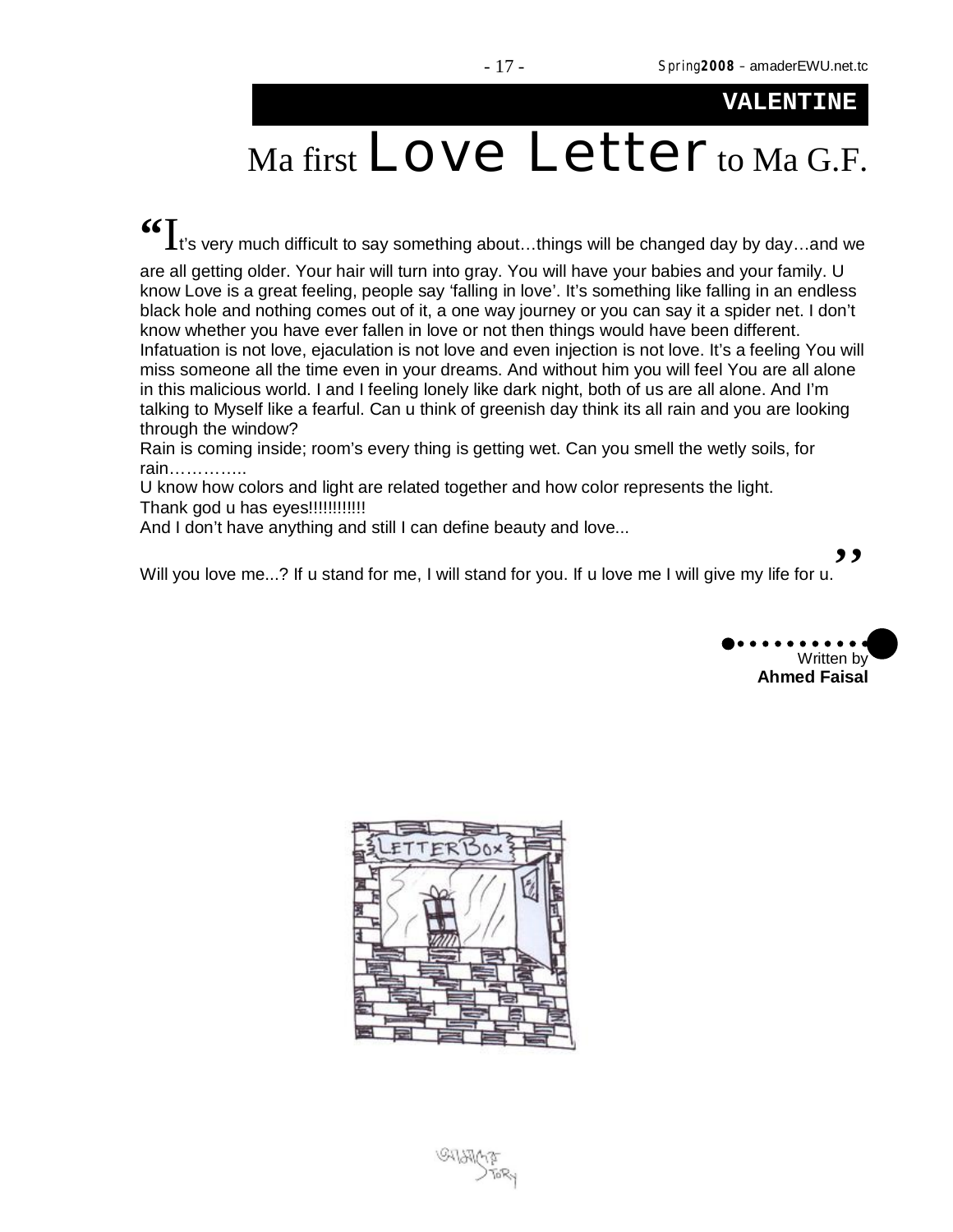**VALENTINE**

# Ma first Love Letter to Ma G.F.

"It's very much difficult to say something about…things will be changed day by day…and we are all getting older. Your hair will turn into gray. You will have your babies and your family. U know Love is a great feeling, people say 'falling in love'. It's something like falling in an endless black hole and nothing comes out of it, a one way journey or you can say it a spider net. I don't know whether you have ever fallen in love or not then things would have been different. Infatuation is not love, ejaculation is not love and even injection is not love. It's a feeling You will miss someone all the time even in your dreams. And without him you will feel You are all alone in this malicious world. I and I feeling lonely like dark night, both of us are all alone. And I'm talking to Myself like a fearful. Can u think of greenish day think its all rain and you are looking through the window?
Rain is coming inside; room's every thing is getting wet. Can you smell the wetly soils, for rain…………..
U know how colors and light are related together and how color represents the light.
Thank god u has eyes!!!!!!!!!!!
And I don't have anything and still I can define beauty and love...

Will you love me...? If u stand for me, I will stand for you. If u love me I will give my life for u."

Written by
**Ahmed Faisal**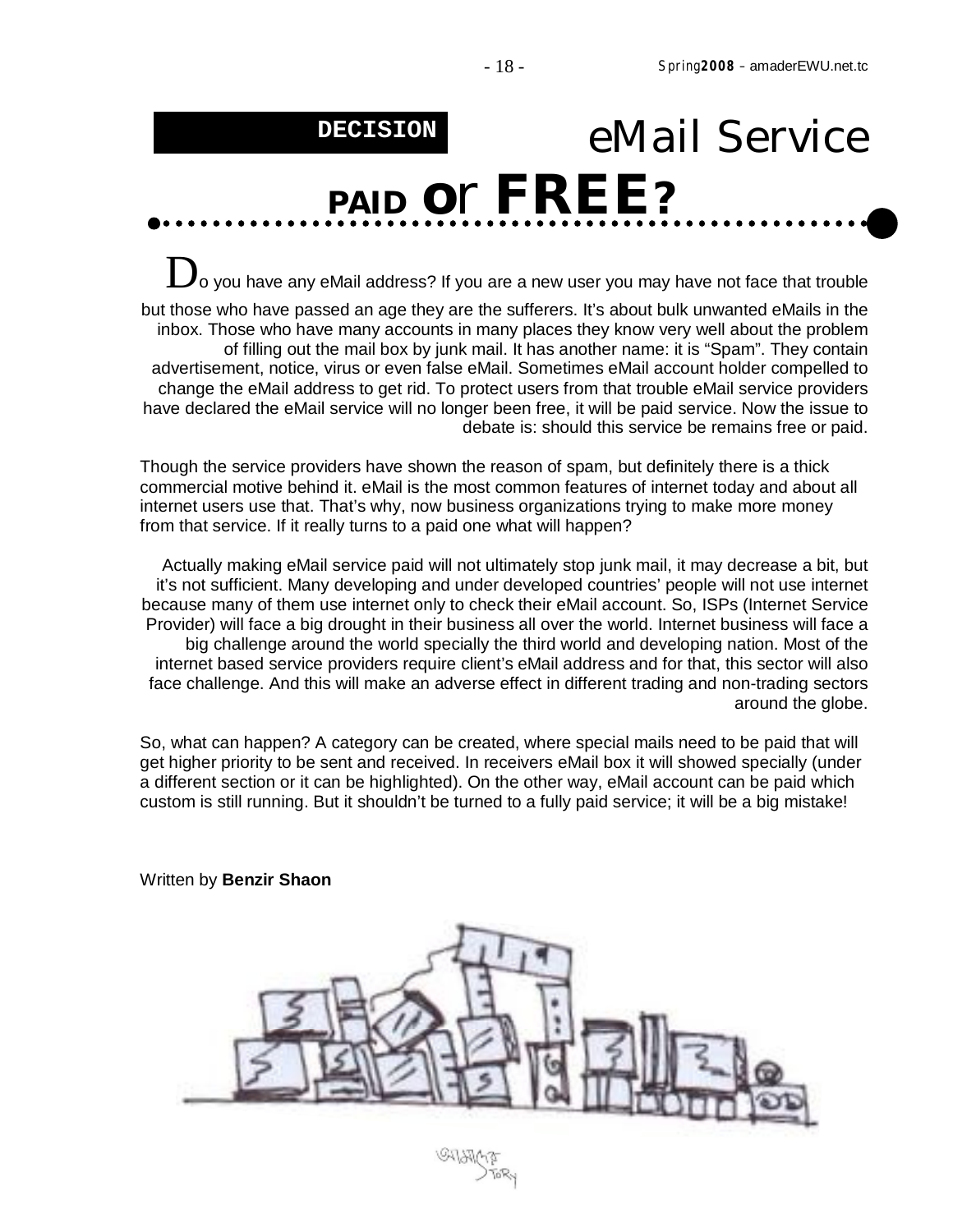**DECISION**

# eMail Service PAID or FREE?

Do you have any eMail address? If you are a new user you may have not face that trouble but those who have passed an age they are the sufferers. It's about bulk unwanted eMails in the inbox. Those who have many accounts in many places they know very well about the problem of filling out the mail box by junk mail. It has another name: it is "Spam". They contain advertisement, notice, virus or even false eMail. Sometimes eMail account holder compelled to change the eMail address to get rid. To protect users from that trouble eMail service providers have declared the eMail service will no longer been free, it will be paid service. Now the issue to debate is: should this service be remains free or paid.

Though the service providers have shown the reason of spam, but definitely there is a thick commercial motive behind it. eMail is the most common features of internet today and about all internet users use that. That's why, now business organizations trying to make more money from that service. If it really turns to a paid one what will happen?

Actually making eMail service paid will not ultimately stop junk mail, it may decrease a bit, but it's not sufficient. Many developing and under developed countries' people will not use internet because many of them use internet only to check their eMail account. So, ISPs (Internet Service Provider) will face a big drought in their business all over the world. Internet business will face a big challenge around the world specially the third world and developing nation. Most of the internet based service providers require client's eMail address and for that, this sector will also face challenge. And this will make an adverse effect in different trading and non-trading sectors around the globe.

So, what can happen? A category can be created, where special mails need to be paid that will get higher priority to be sent and received. In receivers eMail box it will showed specially (under a different section or it can be highlighted). On the other way, eMail account can be paid which custom is still running. But it shouldn't be turned to a fully paid service; it will be a big mistake!

Written by **Benzir Shaon**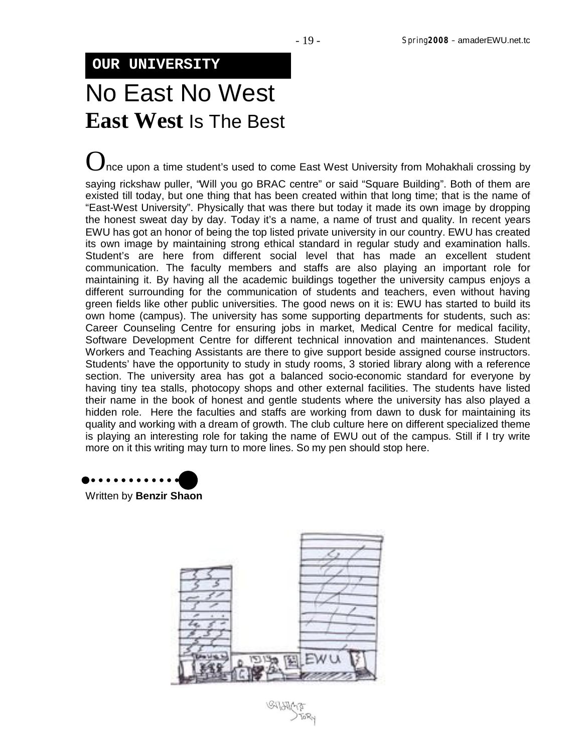**OUR UNIVERSITY**

# No East No West
## **East West** Is The Best

Once upon a time student's used to come East West University from Mohakhali crossing by saying rickshaw puller, "Will you go BRAC centre" or said "Square Building". Both of them are existed till today, but one thing that has been created within that long time; that is the name of "East-West University". Physically that was there but today it made its own image by dropping the honest sweat day by day. Today it's a name, a name of trust and quality. In recent years EWU has got an honor of being the top listed private university in our country. EWU has created its own image by maintaining strong ethical standard in regular study and examination halls. Student's are here from different social level that has made an excellent student communication. The faculty members and staffs are also playing an important role for maintaining it. By having all the academic buildings together the university campus enjoys a different surrounding for the communication of students and teachers, even without having green fields like other public universities. The good news on it is: EWU has started to build its own home (campus). The university has some supporting departments for students, such as: Career Counseling Centre for ensuring jobs in market, Medical Centre for medical facility, Software Development Centre for different technical innovation and maintenances. Student Workers and Teaching Assistants are there to give support beside assigned course instructors. Students' have the opportunity to study in study rooms, 3 storied library along with a reference section. The university area has got a balanced socio-economic standard for everyone by having tiny tea stalls, photocopy shops and other external facilities. The students have listed their name in the book of honest and gentle students where the university has also played a hidden role. Here the faculties and staffs are working from dawn to dusk for maintaining its quality and working with a dream of growth. The club culture here on different specialized theme is playing an interesting role for taking the name of EWU out of the campus. Still if I try write more on it this writing may turn to more lines. So my pen should stop here.

Written by **Benzir Shaon**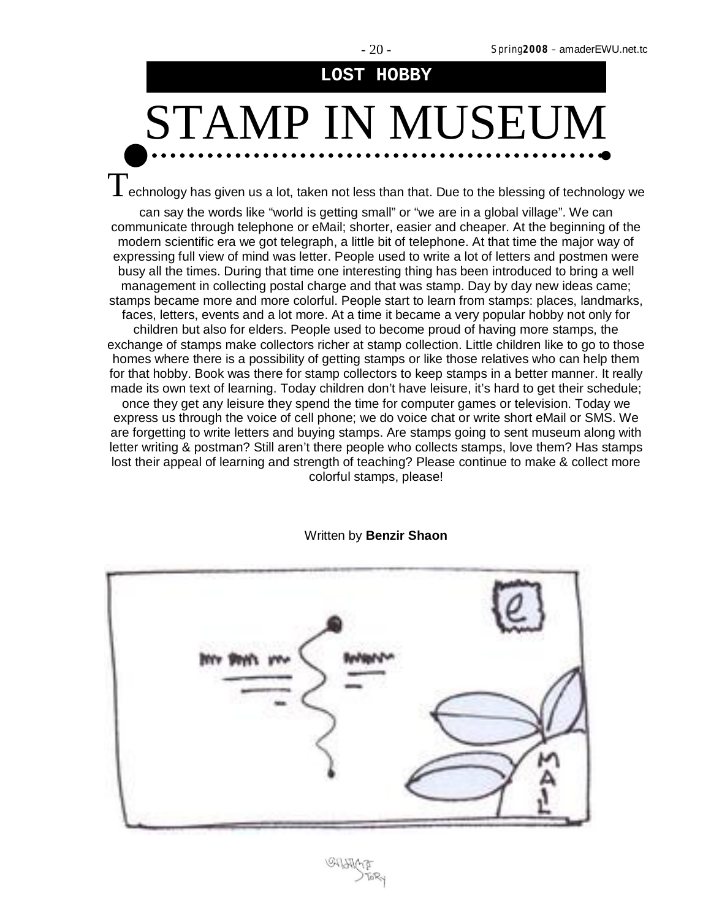**LOST HOBBY**

# STAMP IN MUSEUM

Technology has given us a lot, taken not less than that. Due to the blessing of technology we can say the words like "world is getting small" or "we are in a global village". We can communicate through telephone or eMail; shorter, easier and cheaper. At the beginning of the modern scientific era we got telegraph, a little bit of telephone. At that time the major way of expressing full view of mind was letter. People used to write a lot of letters and postmen were busy all the times. During that time one interesting thing has been introduced to bring a well management in collecting postal charge and that was stamp. Day by day new ideas came; stamps became more and more colorful. People start to learn from stamps: places, landmarks, faces, letters, events and a lot more. At a time it became a very popular hobby not only for children but also for elders. People used to become proud of having more stamps, the exchange of stamps make collectors richer at stamp collection. Little children like to go to those homes where there is a possibility of getting stamps or like those relatives who can help them for that hobby. Book was there for stamp collectors to keep stamps in a better manner. It really made its own text of learning. Today children don't have leisure, it's hard to get their schedule; once they get any leisure they spend the time for computer games or television. Today we express us through the voice of cell phone; we do voice chat or write short eMail or SMS. We are forgetting to write letters and buying stamps. Are stamps going to sent museum along with letter writing & postman? Still aren't there people who collects stamps, love them? Has stamps lost their appeal of learning and strength of teaching? Please continue to make & collect more colorful stamps, please!

Written by **Benzir Shaon**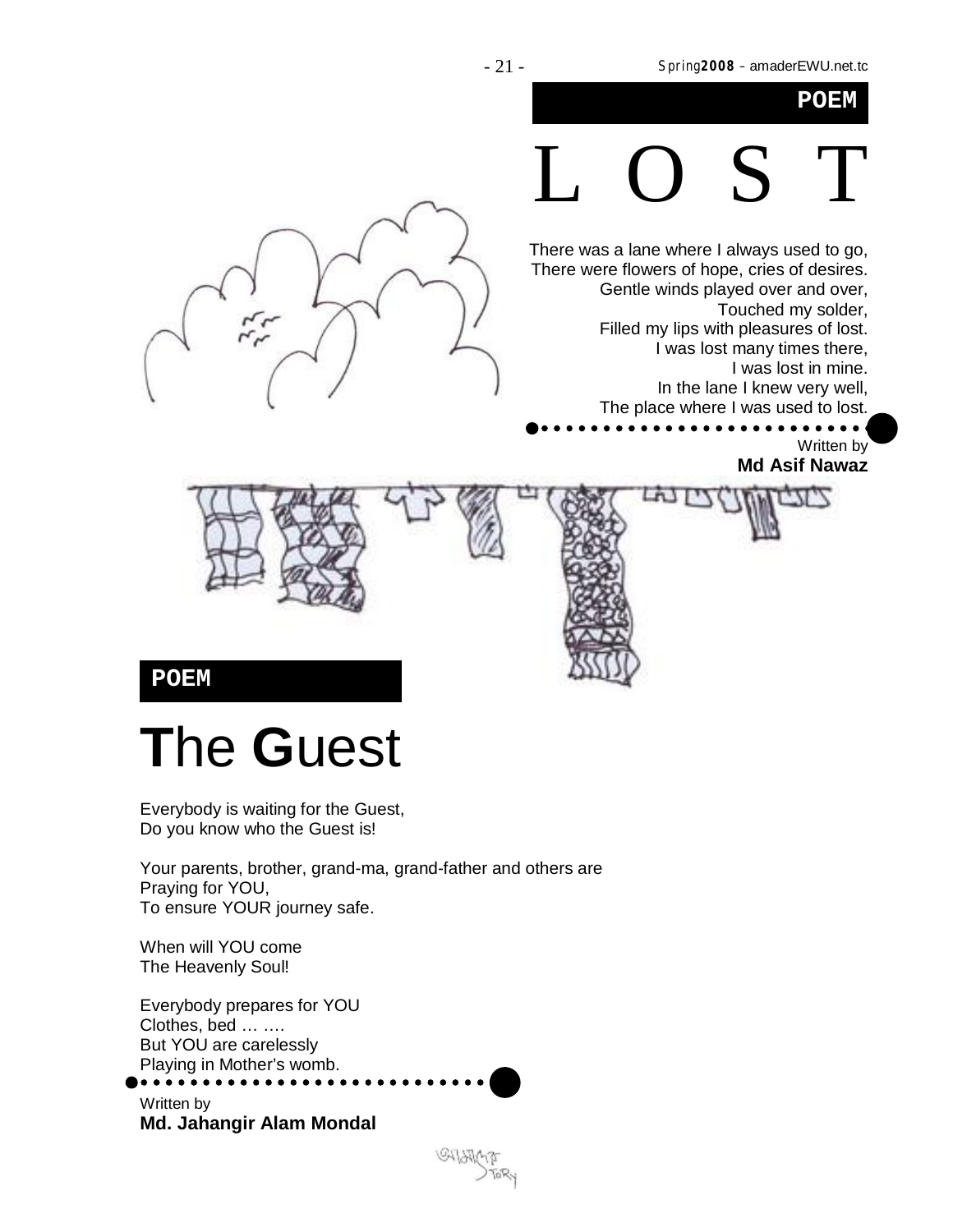POEM

# L O S T

There was a lane where I always used to go,
There were flowers of hope, cries of desires.
Gentle winds played over and over,
Touched my solder,
Filled my lips with pleasures of lost.
I was lost many times there,
I was lost in mine.
In the lane I knew very well,
The place where I was used to lost.

Written by
**Md Asif Nawaz**

POEM

# **T**he **G**uest

Everybody is waiting for the Guest,
Do you know who the Guest is!

Your parents, brother, grand-ma, grand-father and others are
Praying for YOU,
To ensure YOUR journey safe.

When will YOU come
The Heavenly Soul!

Everybody prepares for YOU
Clothes, bed … ….
But YOU are carelessly
Playing in Mother's womb.

Written by
**Md. Jahangir Alam Mondal**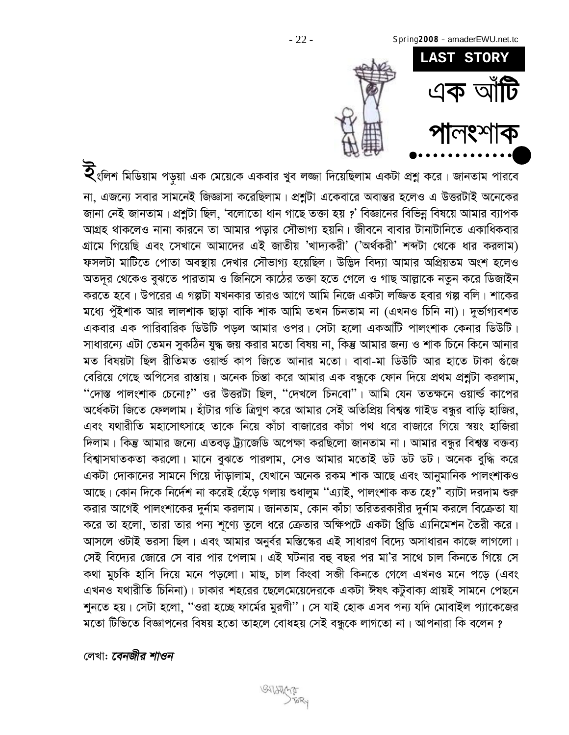LAST STORY

# এক আঁটি পালংশাক

ইংলিশ মিডিয়াম পড়ুয়া এক মেয়েকে একবার খুব লজ্জা দিয়েছিলাম একটা প্রশ্ন করে। জানতাম পারবে না, এজন্যে সবার সামনেই জিজ্ঞাসা করেছিলাম। প্রশ্নটা একেবারে অবান্তর হলেও এ উত্তরটাই অনেকের জানা নেই জানতাম। প্রশ্নটা ছিল, 'বলোতো ধান গাছে তক্তা হয় ?' বিজ্ঞানের বিভিন্ন বিষয়ে আমার ব্যাপক আগ্রহ থাকলেও নানা কারনে তা আমার পড়ার সৌভাগ্য হয়নি। জীবনে বাবার টানাটানিতে একাধিকবার গ্রামে গিয়েছি এবং সেখানে আমাদের এই জাতীয় 'খাদ্যকরী' ('অর্থকরী' শব্দটা থেকে ধার করলাম) ফসলটা মাটিতে পোতা অবস্থায় দেখার সৌভাগ্য হয়েছিল। উদ্ভিদ বিদ্যা আমার অপ্রিয়তম অংশ হলেও অতদূর থেকেও বুঝতে পারতাম ও জিনিসে কাঠের তক্তা হতে গেলে ও গাছ আল্লাকে নতুন করে ডিজাইন করতে হবে। উপরের এ গল্পটা যখনকার তারও আগে আমি নিজে একটা লজ্জিত হবার গল্প বলি। শাকের মধ্যে পুঁইশাক আর লালশাক ছাড়া বাকি শাক আমি তখন চিনতাম না (এখনও চিনি না)। দুর্ভাগ্যবশত একবার এক পারিবারিক ডিউটি পড়ল আমার ওপর। সেটা হলো একআঁটি পালংশাক কেনার ডিউটি। সাধারন্যে এটা তেমন সুকঠিন যুদ্ধ জয় করার মতো বিষয় না, কিন্তু আমার জন্য ও শাক চিনে কিনে আনার মত বিষয়টা ছিল রীতিমত ওয়ার্ল্ড কাপ জিতে আনার মতো। বাবা-মা ডিউটি আর হাতে টাকা গুঁজে বেরিয়ে গেছে অপিসের রাস্তায়। অনেক চিন্তা করে আমার এক বন্ধুকে ফোন দিয়ে প্রথম প্রশ্নটা করলাম, ''দোস্ত পালংশাক চেনো?'' ওর উত্তরটা ছিল, ''দেখলে চিনবো''। আমি যেন ততক্ষনে ওয়ার্ল্ড কাপের অর্ধেকটা জিতে ফেললাম। হাঁটার গতি ত্রিগুণ করে আমার সেই অতিপ্রিয় বিশ্বস্ত গাইড বন্ধুর বাড়ি হাজির, এবং যথারীতি মহাসোৎসাহে তাকে নিয়ে কাঁচা বাজারের কাঁচা পথ ধরে বাজারে গিয়ে স্বয়ং হাজিরা দিলাম। কিন্তু আমার জন্যে এতবড় ট্র্যাজেডি অপেক্ষা করছিলো জানতাম না। আমার বন্ধুর বিশ্বস্ত বক্তব্য বিশ্বাসঘাতকতা করলো। মানে বুঝতে পারলাম, সেও আমার মতোই ডট ডট ডট। অনেক বুদ্ধি করে একটা দোকানের সামনে গিয়ে দাঁড়ালাম, যেখানে অনেক রকম শাক আছে এবং আনুমানিক পালংশাকও আছে। কোন দিকে নির্দেশ না করেই হেঁড়ে গলায় শুধালুম ''এ্যাই, পালংশাক কত হে?'' ব্যাটা দরদাম শুরু করার আগেই পালংশাকের দুর্নাম করলাম। জানতাম, কোন কাঁচা তরিতরকারীর দুর্নাম করলে বিক্রেতা যা করে তা হলো, তারা তার পন্য শূণ্যে তুলে ধরে ক্রেতার অক্ষিপটে একটা থ্রিডি এ্যনিমেশন তৈরী করে। আসলে ওটাই ভরসা ছিল। এবং আমার অনুর্বর মস্তিস্কের এই সাধারণ বিদ্যে অসাধারন কাজে লাগলো। সেই বিদ্যের জোরে সে বার পার পেলাম। এই ঘটনার বহু বছর পর মা'র সাথে চাল কিনতে গিয়ে সে কথা মুচকি হাসি দিয়ে মনে পড়লো। মাছ, চাল কিংবা সব্জী কিনতে গেলে এখনও মনে পড়ে (এবং এখনও যথারীতি চিনিনা)। ঢাকার শহরের ছেলেমেয়েদেরকে একটা ঈষৎ কটুবাক্য প্রায়ই সামনে পেছনে শুনতে হয়। সেটা হলো, ''ওরা হচ্ছে ফার্মের মুরগী''। সে যাই হোক এসব পন্য যদি মোবাইল প্যাকেজের মতো টিভিতে বিজ্ঞাপনের বিষয় হতো তাহলে বোধহয় সেই বন্ধুকে লাগতো না। আপনারা কি বলেন ?

লেখা: ***বেনজীর শাওন***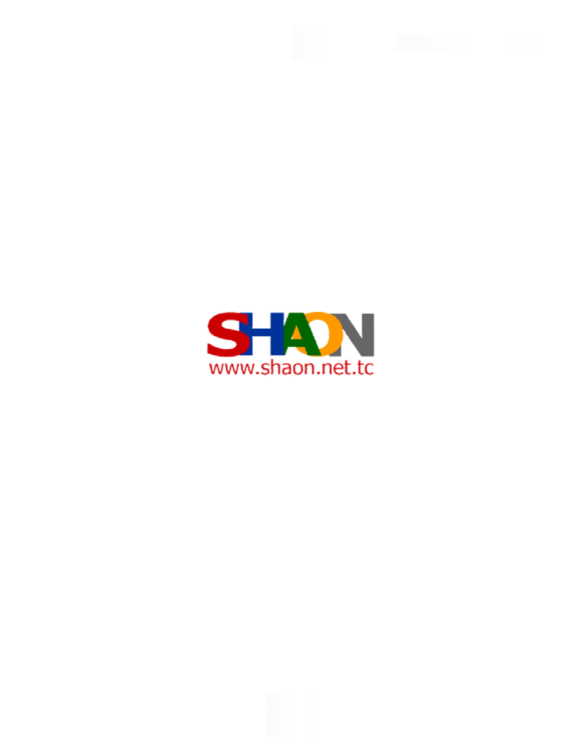SHAON

www.shaon.net.tc